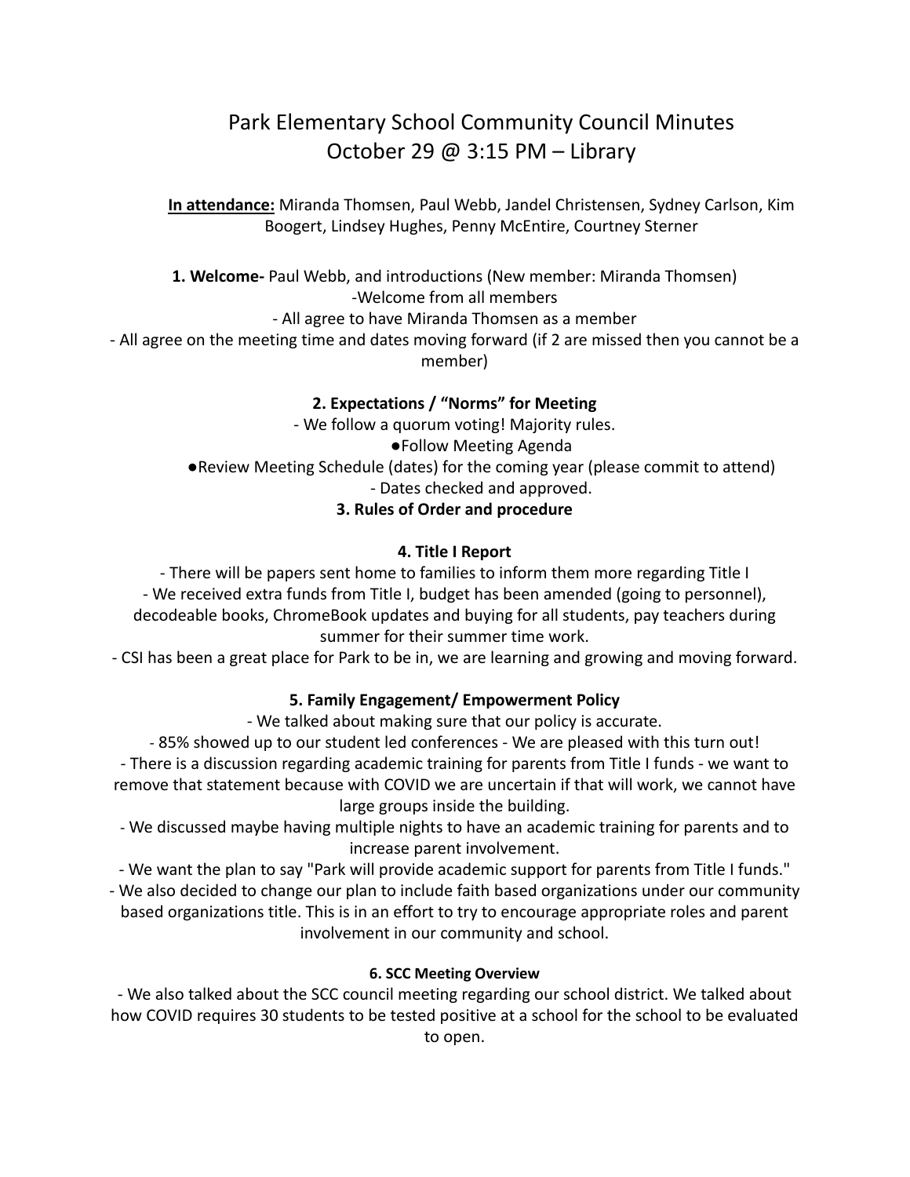# Park Elementary School Community Council Minutes
## October 29 @ 3:15 PM – Library

**In attendance:** Miranda Thomsen, Paul Webb, Jandel Christensen, Sydney Carlson, Kim Boogert, Lindsey Hughes, Penny McEntire, Courtney Sterner

**1. Welcome-** Paul Webb, and introductions (New member: Miranda Thomsen)

-Welcome from all members

- All agree to have Miranda Thomsen as a member
- All agree on the meeting time and dates moving forward (if 2 are missed then you cannot be a member)

**2. Expectations / "Norms" for Meeting**

- We follow a quorum voting! Majority rules.
- Follow Meeting Agenda
- Review Meeting Schedule (dates) for the coming year (please commit to attend)
    - Dates checked and approved.

**3. Rules of Order and procedure**

**4. Title I Report**

- There will be papers sent home to families to inform them more regarding Title I
- We received extra funds from Title I, budget has been amended (going to personnel), decodeable books, ChromeBook updates and buying for all students, pay teachers during summer for their summer time work.
- CSI has been a great place for Park to be in, we are learning and growing and moving forward.

**5. Family Engagement/ Empowerment Policy**

- We talked about making sure that our policy is accurate.
- 85% showed up to our student led conferences - We are pleased with this turn out!
- There is a discussion regarding academic training for parents from Title I funds - we want to remove that statement because with COVID we are uncertain if that will work, we cannot have large groups inside the building.
- We discussed maybe having multiple nights to have an academic training for parents and to increase parent involvement.
- We want the plan to say "Park will provide academic support for parents from Title I funds."
- We also decided to change our plan to include faith based organizations under our community based organizations title. This is in an effort to try to encourage appropriate roles and parent involvement in our community and school.

**6. SCC Meeting Overview**

- We also talked about the SCC council meeting regarding our school district. We talked about how COVID requires 30 students to be tested positive at a school for the school to be evaluated to open.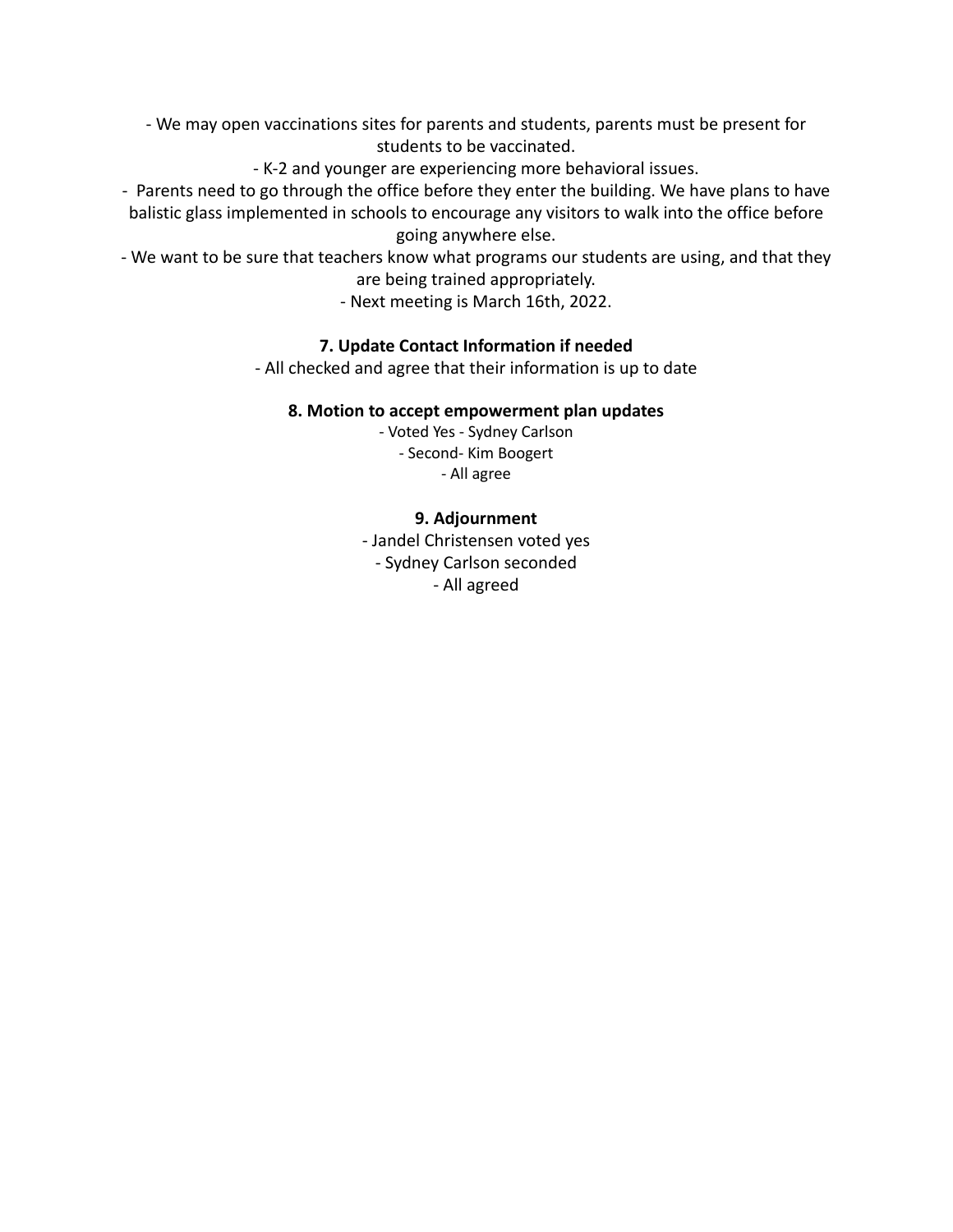- We may open vaccinations sites for parents and students, parents must be present for students to be vaccinated.

- K-2 and younger are experiencing more behavioral issues.

- Parents need to go through the office before they enter the building. We have plans to have balistic glass implemented in schools to encourage any visitors to walk into the office before going anywhere else.

- We want to be sure that teachers know what programs our students are using, and that they are being trained appropriately.

- Next meeting is March 16th, 2022.

**7. Update Contact Information if needed**

- All checked and agree that their information is up to date

**8. Motion to accept empowerment plan updates**

- Voted Yes - Sydney Carlson
- Second- Kim Boogert
- All agree

**9. Adjournment**

- Jandel Christensen voted yes
- Sydney Carlson seconded
- All agreed